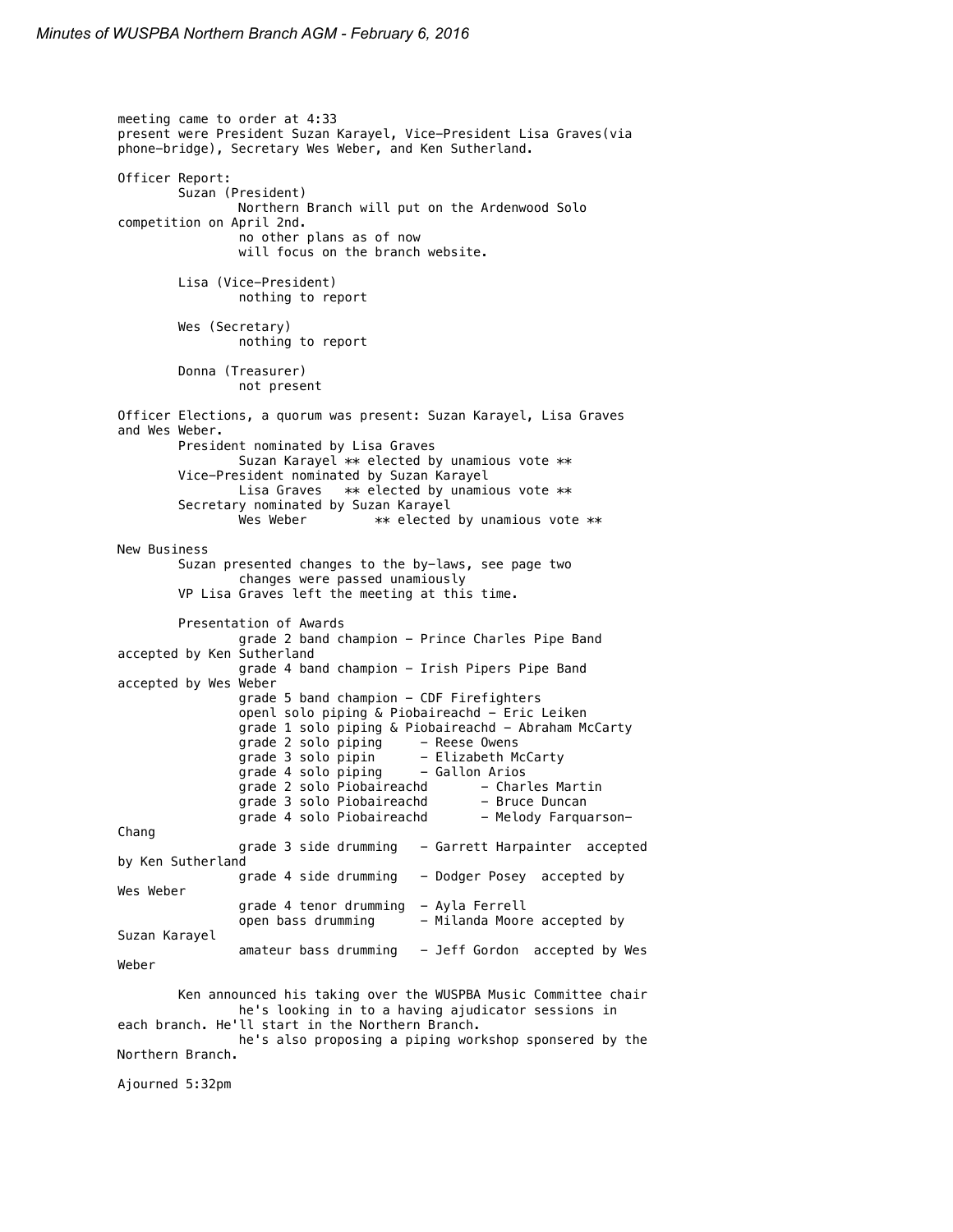*Minutes of WUSPBA Northern Branch AGM - February 6, 2016*

meeting came to order at 4:33
present were President Suzan Karayel, Vice-President Lisa Graves(via phone-bridge), Secretary Wes Weber, and Ken Sutherland.

Officer Report:

- Suzan (President)
  - Northern Branch will put on the Ardenwood Solo competition on April 2nd.
  - no other plans as of now
  - will focus on the branch website.
- Lisa (Vice-President)
  - nothing to report
- Wes (Secretary)
  - nothing to report
- Donna (Treasurer)
  - not present

Officer Elections, a quorum was present: Suzan Karayel, Lisa Graves and Wes Weber.

- President nominated by Lisa Graves
  - Suzan Karayel ** elected by unamious vote **
- Vice-President nominated by Suzan Karayel
  - Lisa Graves ** elected by unamious vote **
- Secretary nominated by Suzan Karayel
  - Wes Weber ** elected by unamious vote **

New Business

- Suzan presented changes to the by-laws, see page two
  - changes were passed unamiously
- VP Lisa Graves left the meeting at this time.
- Presentation of Awards
  - grade 2 band champion - Prince Charles Pipe Band accepted by Ken Sutherland
  - grade 4 band champion - Irish Pipers Pipe Band accepted by Wes Weber
  - grade 5 band champion - CDF Firefighters
  - openl solo piping & Piobaireachd - Eric Leiken
  - grade 1 solo piping & Piobaireachd - Abraham McCarty
  - grade 2 solo piping - Reese Owens
  - grade 3 solo pipin - Elizabeth McCarty
  - grade 4 solo piping - Gallon Arios
  - grade 2 solo Piobaireachd - Charles Martin
  - grade 3 solo Piobaireachd - Bruce Duncan
  - grade 4 solo Piobaireachd - Melody Farquarson-Chang
  - grade 3 side drumming - Garrett Harpainter accepted by Ken Sutherland
  - grade 4 side drumming - Dodger Posey accepted by Wes Weber
  - grade 4 tenor drumming - Ayla Ferrell
  - open bass drumming - Milanda Moore accepted by Suzan Karayel
  - amateur bass drumming - Jeff Gordon accepted by Wes Weber
- Ken announced his taking over the WUSPBA Music Committee chair
  - he's looking in to a having ajudicator sessions in each branch. He'll start in the Northern Branch.
  - he's also proposing a piping workshop sponsered by the Northern Branch.

Ajourned 5:32pm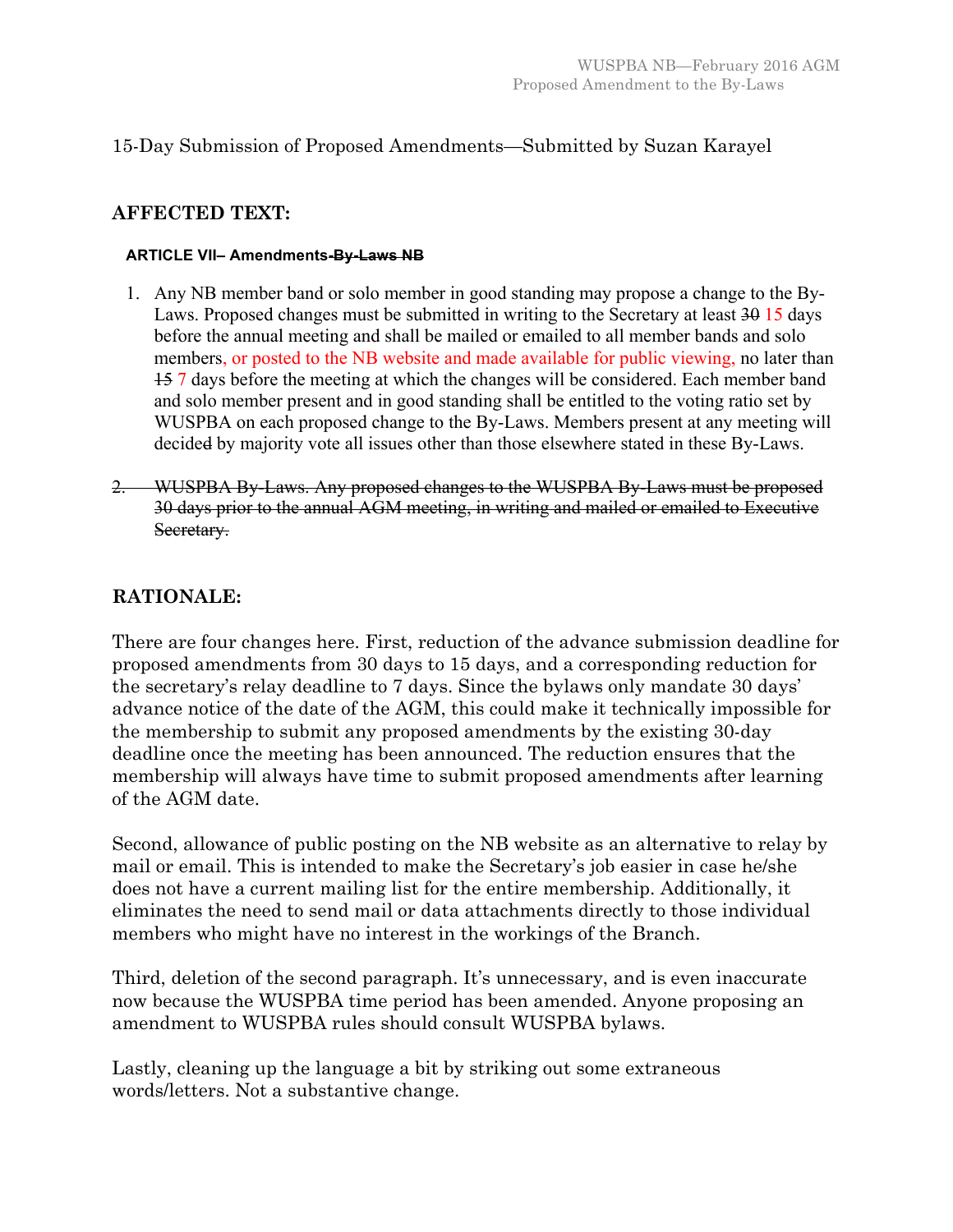15-Day Submission of Proposed Amendments—Submitted by Suzan Karayel

## AFFECTED TEXT:

**ARTICLE VII– Amendments~~-By-Laws NB~~**

1. Any NB member band or solo member in good standing may propose a change to the By-Laws. Proposed changes must be submitted in writing to the Secretary at least ~~30~~ 15 days before the annual meeting and shall be mailed or emailed to all member bands and solo members, or posted to the NB website and made available for public viewing, no later than ~~15~~ 7 days before the meeting at which the changes will be considered. Each member band and solo member present and in good standing shall be entitled to the voting ratio set by WUSPBA on each proposed change to the By-Laws. Members present at any meeting will decide~~d~~ by majority vote all issues other than those elsewhere stated in these By-Laws.

2. ~~WUSPBA By-Laws. Any proposed changes to the WUSPBA By-Laws must be proposed 30 days prior to the annual AGM meeting, in writing and mailed or emailed to Executive Secretary.~~

## RATIONALE:

There are four changes here. First, reduction of the advance submission deadline for proposed amendments from 30 days to 15 days, and a corresponding reduction for the secretary's relay deadline to 7 days. Since the bylaws only mandate 30 days' advance notice of the date of the AGM, this could make it technically impossible for the membership to submit any proposed amendments by the existing 30-day deadline once the meeting has been announced. The reduction ensures that the membership will always have time to submit proposed amendments after learning of the AGM date.

Second, allowance of public posting on the NB website as an alternative to relay by mail or email. This is intended to make the Secretary's job easier in case he/she does not have a current mailing list for the entire membership. Additionally, it eliminates the need to send mail or data attachments directly to those individual members who might have no interest in the workings of the Branch.

Third, deletion of the second paragraph. It's unnecessary, and is even inaccurate now because the WUSPBA time period has been amended. Anyone proposing an amendment to WUSPBA rules should consult WUSPBA bylaws.

Lastly, cleaning up the language a bit by striking out some extraneous words/letters. Not a substantive change.